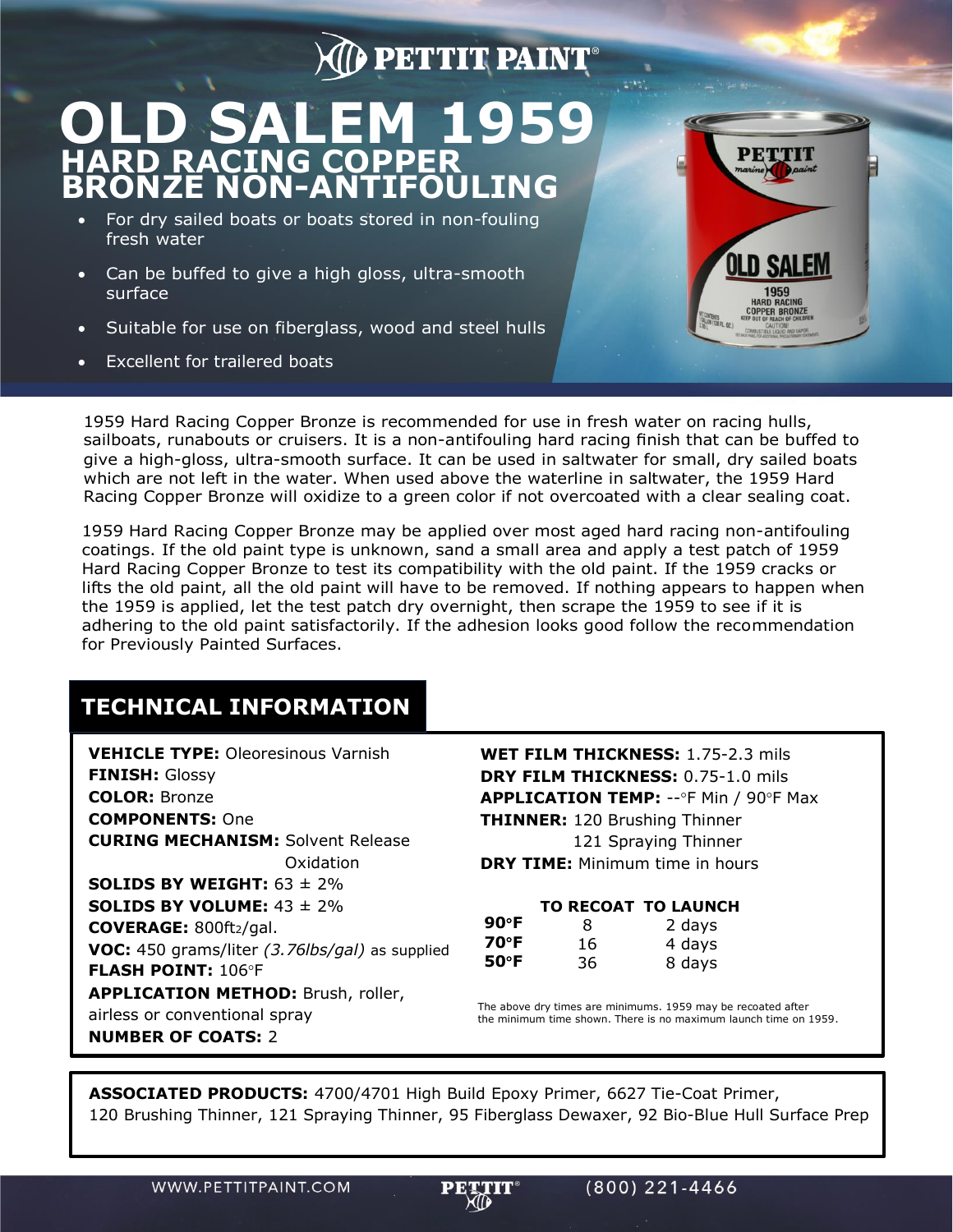PETTIT PAINT®

# OLD SALEM 1959

## HARD RACING COPPER BRONZE NON-ANTIFOULING

- For dry sailed boats or boats stored in non-fouling fresh water
- Can be buffed to give a high gloss, ultra-smooth surface
- Suitable for use on fiberglass, wood and steel hulls
- Excellent for trailered boats

1959 Hard Racing Copper Bronze is recommended for use in fresh water on racing hulls, sailboats, runabouts or cruisers. It is a non-antifouling hard racing finish that can be buffed to give a high-gloss, ultra-smooth surface. It can be used in saltwater for small, dry sailed boats which are not left in the water. When used above the waterline in saltwater, the 1959 Hard Racing Copper Bronze will oxidize to a green color if not overcoated with a clear sealing coat.

1959 Hard Racing Copper Bronze may be applied over most aged hard racing non-antifouling coatings. If the old paint type is unknown, sand a small area and apply a test patch of 1959 Hard Racing Copper Bronze to test its compatibility with the old paint. If the 1959 cracks or lifts the old paint, all the old paint will have to be removed. If nothing appears to happen when the 1959 is applied, let the test patch dry overnight, then scrape the 1959 to see if it is adhering to the old paint satisfactorily. If the adhesion looks good follow the recommendation for Previously Painted Surfaces.

## TECHNICAL INFORMATION

**VEHICLE TYPE:** Oleoresinous Varnish
**FINISH:** Glossy
**COLOR:** Bronze
**COMPONENTS:** One
**CURING MECHANISM:** Solvent Release Oxidation
**SOLIDS BY WEIGHT:** 63 ± 2%
**SOLIDS BY VOLUME:** 43 ± 2%
**COVERAGE:** 800ft$^2$/gal.
**VOC:** 450 grams/liter *(3.76lbs/gal)* as supplied
**FLASH POINT:** 106°F
**APPLICATION METHOD:** Brush, roller, airless or conventional spray
**NUMBER OF COATS:** 2

**WET FILM THICKNESS:** 1.75-2.3 mils
**DRY FILM THICKNESS:** 0.75-1.0 mils
**APPLICATION TEMP:** --°F Min / 90°F Max
**THINNER:** 120 Brushing Thinner
121 Spraying Thinner
**DRY TIME:** Minimum time in hours

| | TO RECOAT | TO LAUNCH |
|---|---|---|
| **90°F** | 8 | 2 days |
| **70°F** | 16 | 4 days |
| **50°F** | 36 | 8 days |

The above dry times are minimums. 1959 may be recoated after the minimum time shown. There is no maximum launch time on 1959.

**ASSOCIATED PRODUCTS:** 4700/4701 High Build Epoxy Primer, 6627 Tie-Coat Primer, 120 Brushing Thinner, 121 Spraying Thinner, 95 Fiberglass Dewaxer, 92 Bio-Blue Hull Surface Prep

WWW.PETTITPAINT.COM (800) 221-4466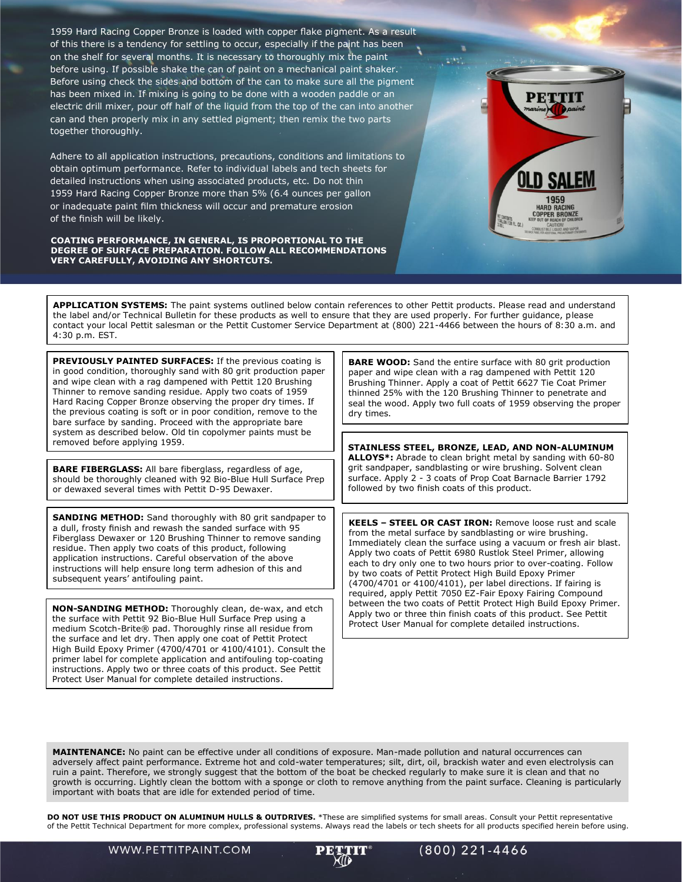1959 Hard Racing Copper Bronze is loaded with copper flake pigment. As a result of this there is a tendency for settling to occur, especially if the paint has been on the shelf for several months. It is necessary to thoroughly mix the paint before using. If possible shake the can of paint on a mechanical paint shaker. Before using check the sides and bottom of the can to make sure all the pigment has been mixed in. If mixing is going to be done with a wooden paddle or an electric drill mixer, pour off half of the liquid from the top of the can into another can and then properly mix in any settled pigment; then remix the two parts together thoroughly.

Adhere to all application instructions, precautions, conditions and limitations to obtain optimum performance. Refer to individual labels and tech sheets for detailed instructions when using associated products, etc. Do not thin 1959 Hard Racing Copper Bronze more than 5% (6.4 ounces per gallon or inadequate paint film thickness will occur and premature erosion of the finish will be likely.

**COATING PERFORMANCE, IN GENERAL, IS PROPORTIONAL TO THE DEGREE OF SURFACE PREPARATION. FOLLOW ALL RECOMMENDATIONS VERY CAREFULLY, AVOIDING ANY SHORTCUTS.**

**APPLICATION SYSTEMS:** The paint systems outlined below contain references to other Pettit products. Please read and understand the label and/or Technical Bulletin for these products as well to ensure that they are used properly. For further guidance, please contact your local Pettit salesman or the Pettit Customer Service Department at (800) 221-4466 between the hours of 8:30 a.m. and 4:30 p.m. EST.

**PREVIOUSLY PAINTED SURFACES:** If the previous coating is in good condition, thoroughly sand with 80 grit production paper and wipe clean with a rag dampened with Pettit 120 Brushing Thinner to remove sanding residue. Apply two coats of 1959 Hard Racing Copper Bronze observing the proper dry times. If the previous coating is soft or in poor condition, remove to the bare surface by sanding. Proceed with the appropriate bare system as described below. Old tin copolymer paints must be removed before applying 1959.

**BARE FIBERGLASS:** All bare fiberglass, regardless of age, should be thoroughly cleaned with 92 Bio-Blue Hull Surface Prep or dewaxed several times with Pettit D-95 Dewaxer.

**SANDING METHOD:** Sand thoroughly with 80 grit sandpaper to a dull, frosty finish and rewash the sanded surface with 95 Fiberglass Dewaxer or 120 Brushing Thinner to remove sanding residue. Then apply two coats of this product, following application instructions. Careful observation of the above instructions will help ensure long term adhesion of this and subsequent years' antifouling paint.

**NON-SANDING METHOD:** Thoroughly clean, de-wax, and etch the surface with Pettit 92 Bio-Blue Hull Surface Prep using a medium Scotch-Brite® pad. Thoroughly rinse all residue from the surface and let dry. Then apply one coat of Pettit Protect High Build Epoxy Primer (4700/4701 or 4100/4101). Consult the primer label for complete application and antifouling top-coating instructions. Apply two or three coats of this product. See Pettit Protect User Manual for complete detailed instructions.

**BARE WOOD:** Sand the entire surface with 80 grit production paper and wipe clean with a rag dampened with Pettit 120 Brushing Thinner. Apply a coat of Pettit 6627 Tie Coat Primer thinned 25% with the 120 Brushing Thinner to penetrate and seal the wood. Apply two full coats of 1959 observing the proper dry times.

**STAINLESS STEEL, BRONZE, LEAD, AND NON-ALUMINUM ALLOYS*:** Abrade to clean bright metal by sanding with 60-80 grit sandpaper, sandblasting or wire brushing. Solvent clean surface. Apply 2 - 3 coats of Prop Coat Barnacle Barrier 1792 followed by two finish coats of this product.

**KEELS – STEEL OR CAST IRON:** Remove loose rust and scale from the metal surface by sandblasting or wire brushing. Immediately clean the surface using a vacuum or fresh air blast. Apply two coats of Pettit 6980 Rustlok Steel Primer, allowing each to dry only one to two hours prior to over-coating. Follow by two coats of Pettit Protect High Build Epoxy Primer (4700/4701 or 4100/4101), per label directions. If fairing is required, apply Pettit 7050 EZ-Fair Epoxy Fairing Compound between the two coats of Pettit Protect High Build Epoxy Primer. Apply two or three thin finish coats of this product. See Pettit Protect User Manual for complete detailed instructions.

**MAINTENANCE:** No paint can be effective under all conditions of exposure. Man-made pollution and natural occurrences can adversely affect paint performance. Extreme hot and cold-water temperatures; silt, dirt, oil, brackish water and even electrolysis can ruin a paint. Therefore, we strongly suggest that the bottom of the boat be checked regularly to make sure it is clean and that no growth is occurring. Lightly clean the bottom with a sponge or cloth to remove anything from the paint surface. Cleaning is particularly important with boats that are idle for extended period of time.

**DO NOT USE THIS PRODUCT ON ALUMINUM HULLS & OUTDRIVES.** *These are simplified systems for small areas. Consult your Pettit representative of the Pettit Technical Department for more complex, professional systems. Always read the labels or tech sheets for all products specified herein before using.

WWW.PETTITPAINT.COM PETTIT (800) 221-4466